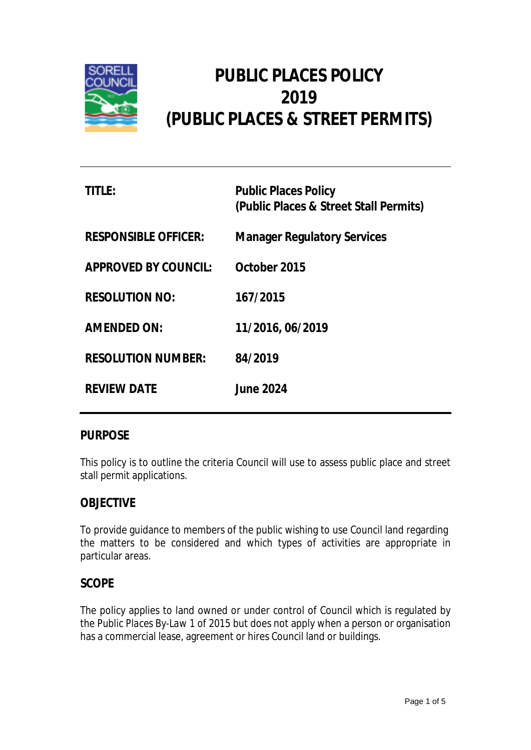# PUBLIC PLACES POLICY 2019 (PUBLIC PLACES & STREET PERMITS)

| | |
|---|---|
| **TITLE:** | **Public Places Policy (Public Places & Street Stall Permits)** |
| **RESPONSIBLE OFFICER:** | **Manager Regulatory Services** |
| **APPROVED BY COUNCIL:** | **October 2015** |
| **RESOLUTION NO:** | **167/2015** |
| **AMENDED ON:** | **11/2016, 06/2019** |
| **RESOLUTION NUMBER:** | **84/2019** |
| **REVIEW DATE** | **June 2024** |

## PURPOSE

This policy is to outline the criteria Council will use to assess public place and street stall permit applications.

## OBJECTIVE

To provide guidance to members of the public wishing to use Council land regarding the matters to be considered and which types of activities are appropriate in particular areas.

## SCOPE

The policy applies to land owned or under control of Council which is regulated by the Public Places By-Law 1 of 2015 but does not apply when a person or organisation has a commercial lease, agreement or hires Council land or buildings.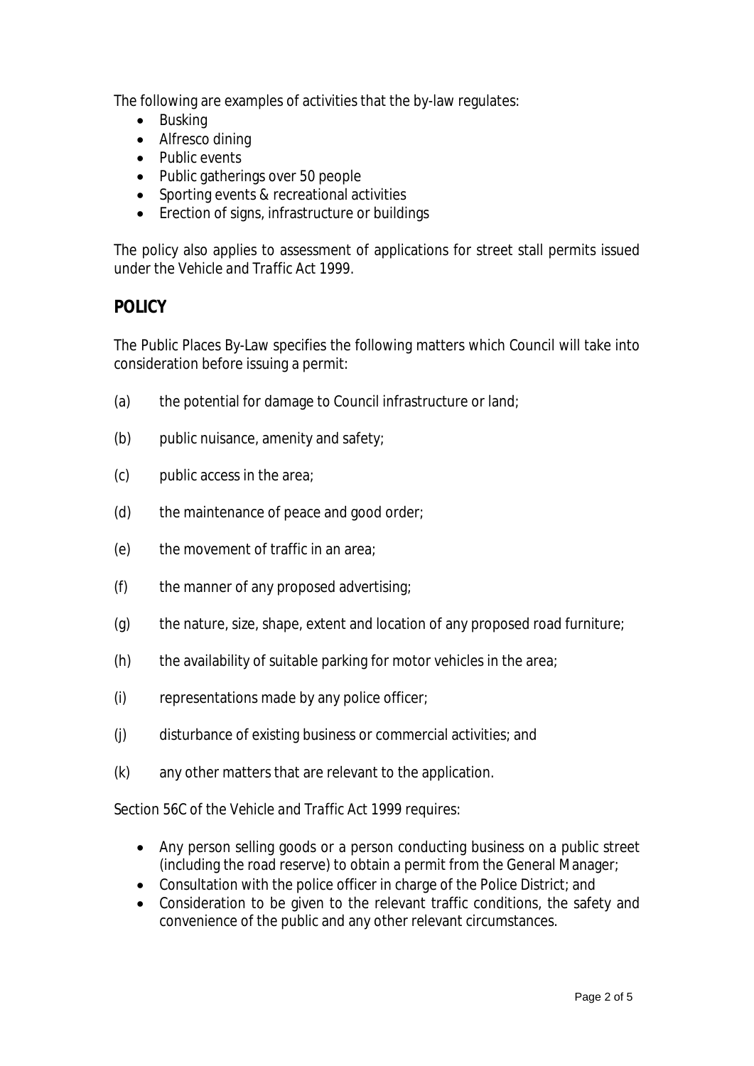The following are examples of activities that the by-law regulates:

- Busking
- Alfresco dining
- Public events
- Public gatherings over 50 people
- Sporting events & recreational activities
- Erection of signs, infrastructure or buildings

The policy also applies to assessment of applications for street stall permits issued under the *Vehicle and Traffic Act 1999*.

## POLICY

The Public Places By-Law specifies the following matters which Council will take into consideration before issuing a permit:

(a) the potential for damage to Council infrastructure or land;

(b) public nuisance, amenity and safety;

(c) public access in the area;

(d) the maintenance of peace and good order;

(e) the movement of traffic in an area;

(f) the manner of any proposed advertising;

(g) the nature, size, shape, extent and location of any proposed road furniture;

(h) the availability of suitable parking for motor vehicles in the area;

(i) representations made by any police officer;

(j) disturbance of existing business or commercial activities; and

(k) any other matters that are relevant to the application.

Section 56C of the *Vehicle and Traffic Act 1999* requires:

- Any person selling goods or a person conducting business on a public street (including the road reserve) to obtain a permit from the General Manager;
- Consultation with the police officer in charge of the Police District; and
- Consideration to be given to the relevant traffic conditions, the safety and convenience of the public and any other relevant circumstances.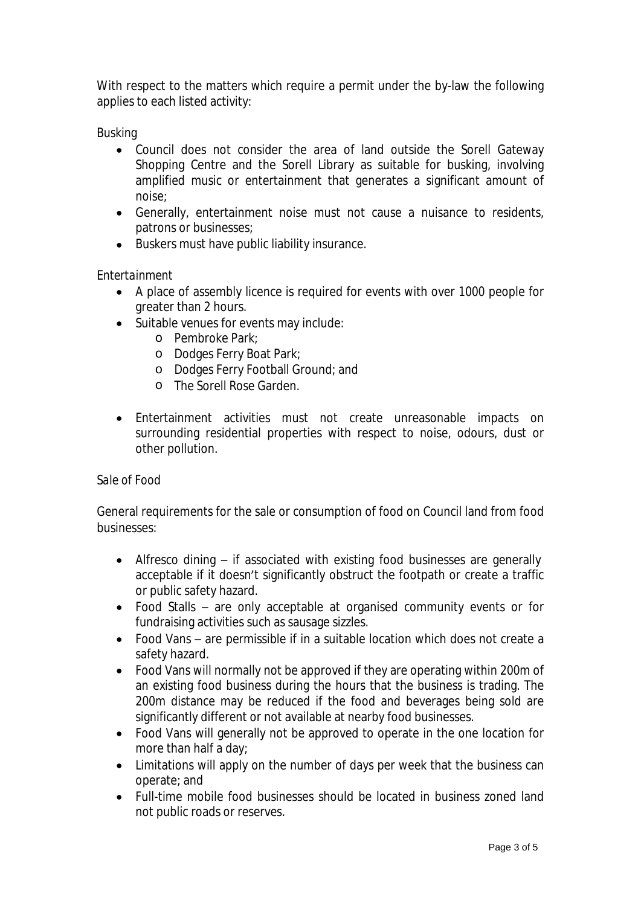With respect to the matters which require a permit under the by-law the following applies to each listed activity:

*Busking*

- Council does not consider the area of land outside the Sorell Gateway Shopping Centre and the Sorell Library as suitable for busking, involving amplified music or entertainment that generates a significant amount of noise;
- Generally, entertainment noise must not cause a nuisance to residents, patrons or businesses;
- Buskers must have public liability insurance.

*Entertainment*

- A place of assembly licence is required for events with over 1000 people for greater than 2 hours.
- Suitable venues for events may include:
  - Pembroke Park;
  - Dodges Ferry Boat Park;
  - Dodges Ferry Football Ground; and
  - The Sorell Rose Garden.
- Entertainment activities must not create unreasonable impacts on surrounding residential properties with respect to noise, odours, dust or other pollution.

*Sale of Food*

General requirements for the sale or consumption of food on Council land from food businesses:

- Alfresco dining – if associated with existing food businesses are generally acceptable if it doesn't significantly obstruct the footpath or create a traffic or public safety hazard.
- Food Stalls – are only acceptable at organised community events or for fundraising activities such as sausage sizzles.
- Food Vans – are permissible if in a suitable location which does not create a safety hazard.
- Food Vans will normally not be approved if they are operating within 200m of an existing food business during the hours that the business is trading. The 200m distance may be reduced if the food and beverages being sold are significantly different or not available at nearby food businesses.
- Food Vans will generally not be approved to operate in the one location for more than half a day;
- Limitations will apply on the number of days per week that the business can operate; and
- Full-time mobile food businesses should be located in business zoned land not public roads or reserves.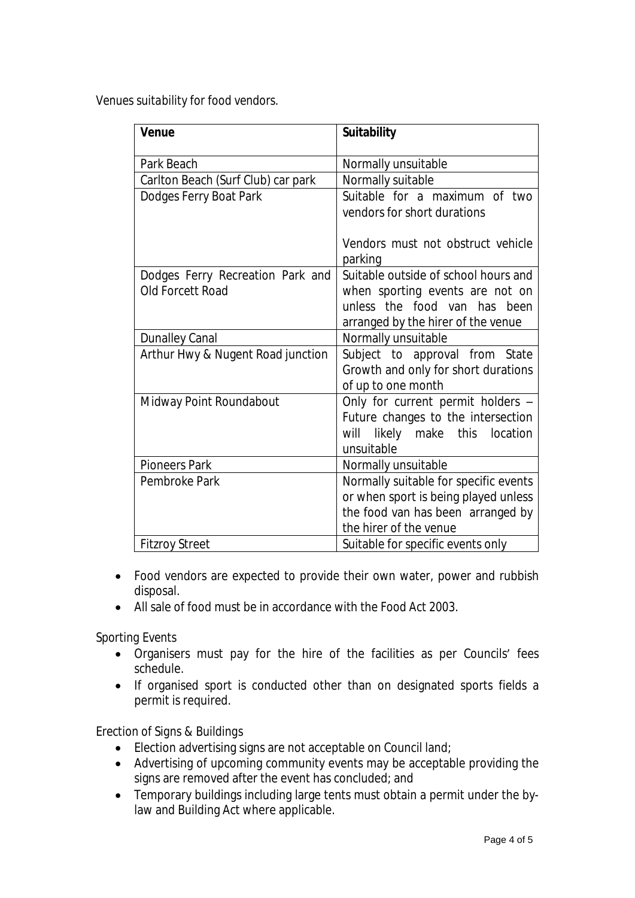Venues suitability for food vendors.

| Venue | Suitability |
|---|---|
| Park Beach | Normally unsuitable |
| Carlton Beach (Surf Club) car park | Normally suitable |
| Dodges Ferry Boat Park | Suitable for a maximum of two vendors for short durations<br><br>Vendors must not obstruct vehicle parking |
| Dodges Ferry Recreation Park and Old Forcett Road | Suitable outside of school hours and when sporting events are not on unless the food van has been arranged by the hirer of the venue |
| Dunalley Canal | Normally unsuitable |
| Arthur Hwy & Nugent Road junction | Subject to approval from State Growth and only for short durations of up to one month |
| Midway Point Roundabout | Only for current permit holders – Future changes to the intersection will likely make this location unsuitable |
| Pioneers Park | Normally unsuitable |
| Pembroke Park | Normally suitable for specific events or when sport is being played unless the food van has been arranged by the hirer of the venue |
| Fitzroy Street | Suitable for specific events only |

- Food vendors are expected to provide their own water, power and rubbish disposal.
- All sale of food must be in accordance with the Food Act 2003.

Sporting Events

- Organisers must pay for the hire of the facilities as per Councils' fees schedule.
- If organised sport is conducted other than on designated sports fields a permit is required.

Erection of Signs & Buildings

- Election advertising signs are not acceptable on Council land;
- Advertising of upcoming community events may be acceptable providing the signs are removed after the event has concluded; and
- Temporary buildings including large tents must obtain a permit under the by-law and Building Act where applicable.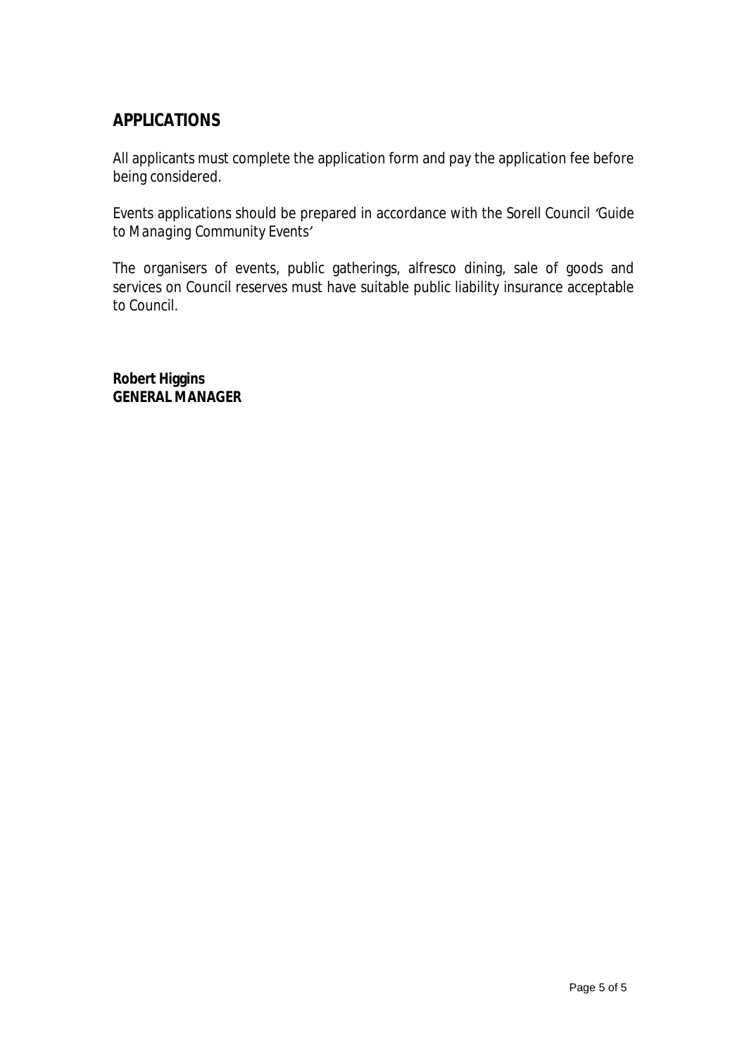## APPLICATIONS

All applicants must complete the application form and pay the application fee before being considered.

Events applications should be prepared in accordance with the Sorell Council *'Guide to Managing Community Events'*

The organisers of events, public gatherings, alfresco dining, sale of goods and services on Council reserves must have suitable public liability insurance acceptable to Council.

**Robert Higgins**
**GENERAL MANAGER**